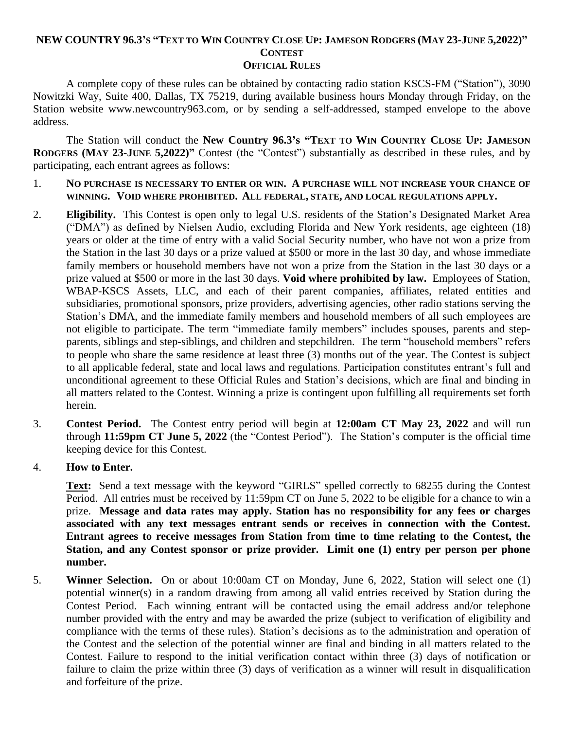# NEW COUNTRY 96.3's "TEXT TO WIN COUNTRY CLOSE UP: JAMESON RODGERS (MAY 23-JUNE 5,2022)" CONTEST
## OFFICIAL RULES

A complete copy of these rules can be obtained by contacting radio station KSCS-FM ("Station"), 3090 Nowitzki Way, Suite 400, Dallas, TX 75219, during available business hours Monday through Friday, on the Station website www.newcountry963.com, or by sending a self-addressed, stamped envelope to the above address.

The Station will conduct the **New Country 96.3's "Text to Win Country Close Up: Jameson Rodgers (May 23-June 5,2022)"** Contest (the "Contest") substantially as described in these rules, and by participating, each entrant agrees as follows:

1. **NO PURCHASE IS NECESSARY TO ENTER OR WIN. A PURCHASE WILL NOT INCREASE YOUR CHANCE OF WINNING. VOID WHERE PROHIBITED. ALL FEDERAL, STATE, AND LOCAL REGULATIONS APPLY.**

2. **Eligibility.** This Contest is open only to legal U.S. residents of the Station's Designated Market Area ("DMA") as defined by Nielsen Audio, excluding Florida and New York residents, age eighteen (18) years or older at the time of entry with a valid Social Security number, who have not won a prize from the Station in the last 30 days or a prize valued at $500 or more in the last 30 day, and whose immediate family members or household members have not won a prize from the Station in the last 30 days or a prize valued at $500 or more in the last 30 days. **Void where prohibited by law.** Employees of Station, WBAP-KSCS Assets, LLC, and each of their parent companies, affiliates, related entities and subsidiaries, promotional sponsors, prize providers, advertising agencies, other radio stations serving the Station's DMA, and the immediate family members and household members of all such employees are not eligible to participate. The term "immediate family members" includes spouses, parents and step-parents, siblings and step-siblings, and children and stepchildren. The term "household members" refers to people who share the same residence at least three (3) months out of the year. The Contest is subject to all applicable federal, state and local laws and regulations. Participation constitutes entrant's full and unconditional agreement to these Official Rules and Station's decisions, which are final and binding in all matters related to the Contest. Winning a prize is contingent upon fulfilling all requirements set forth herein.

3. **Contest Period.** The Contest entry period will begin at **12:00am CT May 23, 2022** and will run through **11:59pm CT June 5, 2022** (the "Contest Period"). The Station's computer is the official time keeping device for this Contest.

4. **How to Enter.**

   **Text:** Send a text message with the keyword "GIRLS" spelled correctly to 68255 during the Contest Period. All entries must be received by 11:59pm CT on June 5, 2022 to be eligible for a chance to win a prize. **Message and data rates may apply. Station has no responsibility for any fees or charges associated with any text messages entrant sends or receives in connection with the Contest. Entrant agrees to receive messages from Station from time to time relating to the Contest, the Station, and any Contest sponsor or prize provider. Limit one (1) entry per person per phone number.**

5. **Winner Selection.** On or about 10:00am CT on Monday, June 6, 2022, Station will select one (1) potential winner(s) in a random drawing from among all valid entries received by Station during the Contest Period. Each winning entrant will be contacted using the email address and/or telephone number provided with the entry and may be awarded the prize (subject to verification of eligibility and compliance with the terms of these rules). Station's decisions as to the administration and operation of the Contest and the selection of the potential winner are final and binding in all matters related to the Contest. Failure to respond to the initial verification contact within three (3) days of notification or failure to claim the prize within three (3) days of verification as a winner will result in disqualification and forfeiture of the prize.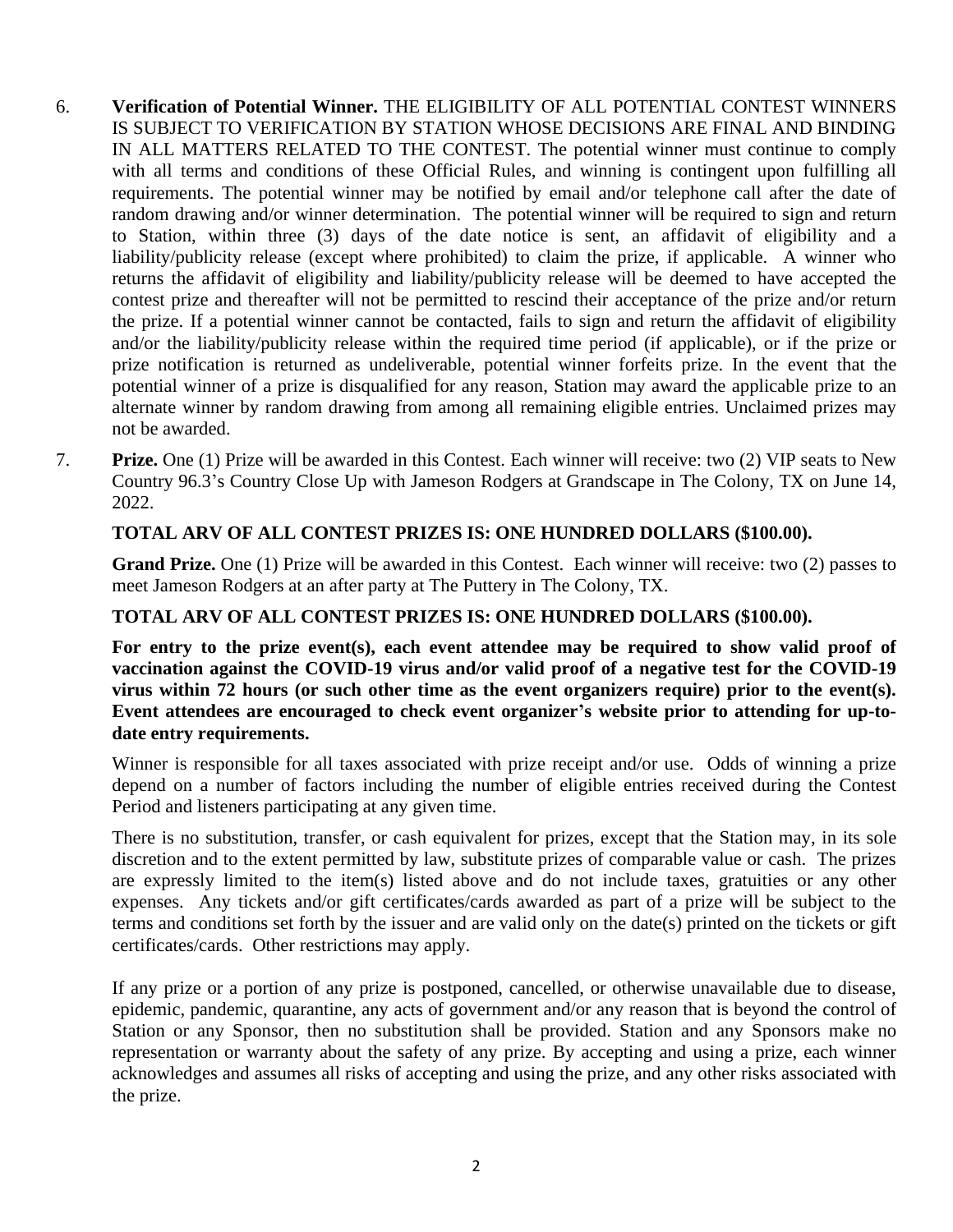6. **Verification of Potential Winner.** THE ELIGIBILITY OF ALL POTENTIAL CONTEST WINNERS IS SUBJECT TO VERIFICATION BY STATION WHOSE DECISIONS ARE FINAL AND BINDING IN ALL MATTERS RELATED TO THE CONTEST. The potential winner must continue to comply with all terms and conditions of these Official Rules, and winning is contingent upon fulfilling all requirements. The potential winner may be notified by email and/or telephone call after the date of random drawing and/or winner determination. The potential winner will be required to sign and return to Station, within three (3) days of the date notice is sent, an affidavit of eligibility and a liability/publicity release (except where prohibited) to claim the prize, if applicable. A winner who returns the affidavit of eligibility and liability/publicity release will be deemed to have accepted the contest prize and thereafter will not be permitted to rescind their acceptance of the prize and/or return the prize. If a potential winner cannot be contacted, fails to sign and return the affidavit of eligibility and/or the liability/publicity release within the required time period (if applicable), or if the prize or prize notification is returned as undeliverable, potential winner forfeits prize. In the event that the potential winner of a prize is disqualified for any reason, Station may award the applicable prize to an alternate winner by random drawing from among all remaining eligible entries. Unclaimed prizes may not be awarded.

7. **Prize.** One (1) Prize will be awarded in this Contest. Each winner will receive: two (2) VIP seats to New Country 96.3's Country Close Up with Jameson Rodgers at Grandscape in The Colony, TX on June 14, 2022.

   **TOTAL ARV OF ALL CONTEST PRIZES IS: ONE HUNDRED DOLLARS ($100.00).**

   **Grand Prize.** One (1) Prize will be awarded in this Contest. Each winner will receive: two (2) passes to meet Jameson Rodgers at an after party at The Puttery in The Colony, TX.

   **TOTAL ARV OF ALL CONTEST PRIZES IS: ONE HUNDRED DOLLARS ($100.00).**

   **For entry to the prize event(s), each event attendee may be required to show valid proof of vaccination against the COVID-19 virus and/or valid proof of a negative test for the COVID-19 virus within 72 hours (or such other time as the event organizers require) prior to the event(s). Event attendees are encouraged to check event organizer's website prior to attending for up-to-date entry requirements.**

   Winner is responsible for all taxes associated with prize receipt and/or use. Odds of winning a prize depend on a number of factors including the number of eligible entries received during the Contest Period and listeners participating at any given time.

   There is no substitution, transfer, or cash equivalent for prizes, except that the Station may, in its sole discretion and to the extent permitted by law, substitute prizes of comparable value or cash. The prizes are expressly limited to the item(s) listed above and do not include taxes, gratuities or any other expenses. Any tickets and/or gift certificates/cards awarded as part of a prize will be subject to the terms and conditions set forth by the issuer and are valid only on the date(s) printed on the tickets or gift certificates/cards. Other restrictions may apply.

   If any prize or a portion of any prize is postponed, cancelled, or otherwise unavailable due to disease, epidemic, pandemic, quarantine, any acts of government and/or any reason that is beyond the control of Station or any Sponsor, then no substitution shall be provided. Station and any Sponsors make no representation or warranty about the safety of any prize. By accepting and using a prize, each winner acknowledges and assumes all risks of accepting and using the prize, and any other risks associated with the prize.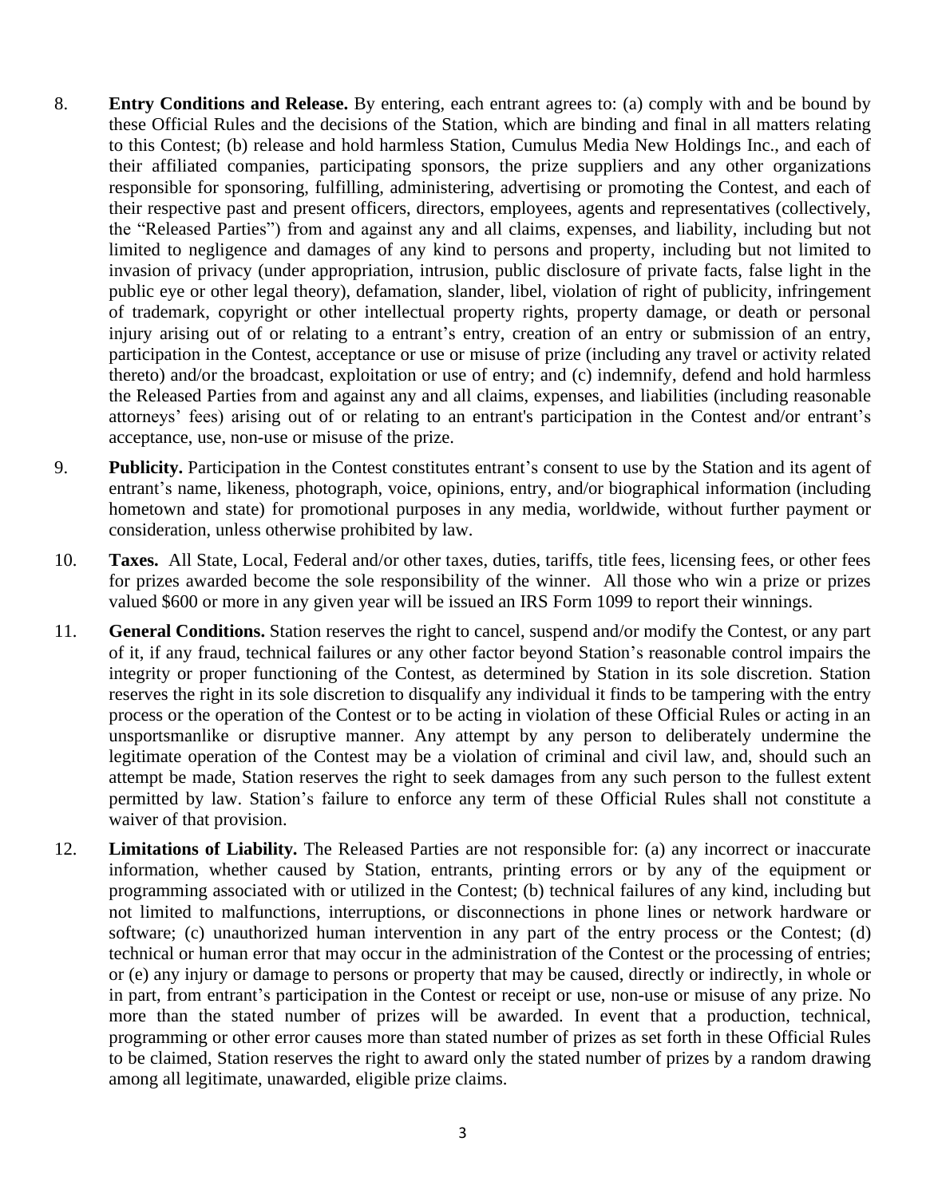8. **Entry Conditions and Release.** By entering, each entrant agrees to: (a) comply with and be bound by these Official Rules and the decisions of the Station, which are binding and final in all matters relating to this Contest; (b) release and hold harmless Station, Cumulus Media New Holdings Inc., and each of their affiliated companies, participating sponsors, the prize suppliers and any other organizations responsible for sponsoring, fulfilling, administering, advertising or promoting the Contest, and each of their respective past and present officers, directors, employees, agents and representatives (collectively, the "Released Parties") from and against any and all claims, expenses, and liability, including but not limited to negligence and damages of any kind to persons and property, including but not limited to invasion of privacy (under appropriation, intrusion, public disclosure of private facts, false light in the public eye or other legal theory), defamation, slander, libel, violation of right of publicity, infringement of trademark, copyright or other intellectual property rights, property damage, or death or personal injury arising out of or relating to a entrant's entry, creation of an entry or submission of an entry, participation in the Contest, acceptance or use or misuse of prize (including any travel or activity related thereto) and/or the broadcast, exploitation or use of entry; and (c) indemnify, defend and hold harmless the Released Parties from and against any and all claims, expenses, and liabilities (including reasonable attorneys' fees) arising out of or relating to an entrant's participation in the Contest and/or entrant's acceptance, use, non-use or misuse of the prize.

9. **Publicity.** Participation in the Contest constitutes entrant's consent to use by the Station and its agent of entrant's name, likeness, photograph, voice, opinions, entry, and/or biographical information (including hometown and state) for promotional purposes in any media, worldwide, without further payment or consideration, unless otherwise prohibited by law.

10. **Taxes.** All State, Local, Federal and/or other taxes, duties, tariffs, title fees, licensing fees, or other fees for prizes awarded become the sole responsibility of the winner. All those who win a prize or prizes valued $600 or more in any given year will be issued an IRS Form 1099 to report their winnings.

11. **General Conditions.** Station reserves the right to cancel, suspend and/or modify the Contest, or any part of it, if any fraud, technical failures or any other factor beyond Station's reasonable control impairs the integrity or proper functioning of the Contest, as determined by Station in its sole discretion. Station reserves the right in its sole discretion to disqualify any individual it finds to be tampering with the entry process or the operation of the Contest or to be acting in violation of these Official Rules or acting in an unsportsmanlike or disruptive manner. Any attempt by any person to deliberately undermine the legitimate operation of the Contest may be a violation of criminal and civil law, and, should such an attempt be made, Station reserves the right to seek damages from any such person to the fullest extent permitted by law. Station's failure to enforce any term of these Official Rules shall not constitute a waiver of that provision.

12. **Limitations of Liability.** The Released Parties are not responsible for: (a) any incorrect or inaccurate information, whether caused by Station, entrants, printing errors or by any of the equipment or programming associated with or utilized in the Contest; (b) technical failures of any kind, including but not limited to malfunctions, interruptions, or disconnections in phone lines or network hardware or software; (c) unauthorized human intervention in any part of the entry process or the Contest; (d) technical or human error that may occur in the administration of the Contest or the processing of entries; or (e) any injury or damage to persons or property that may be caused, directly or indirectly, in whole or in part, from entrant's participation in the Contest or receipt or use, non-use or misuse of any prize. No more than the stated number of prizes will be awarded. In event that a production, technical, programming or other error causes more than stated number of prizes as set forth in these Official Rules to be claimed, Station reserves the right to award only the stated number of prizes by a random drawing among all legitimate, unawarded, eligible prize claims.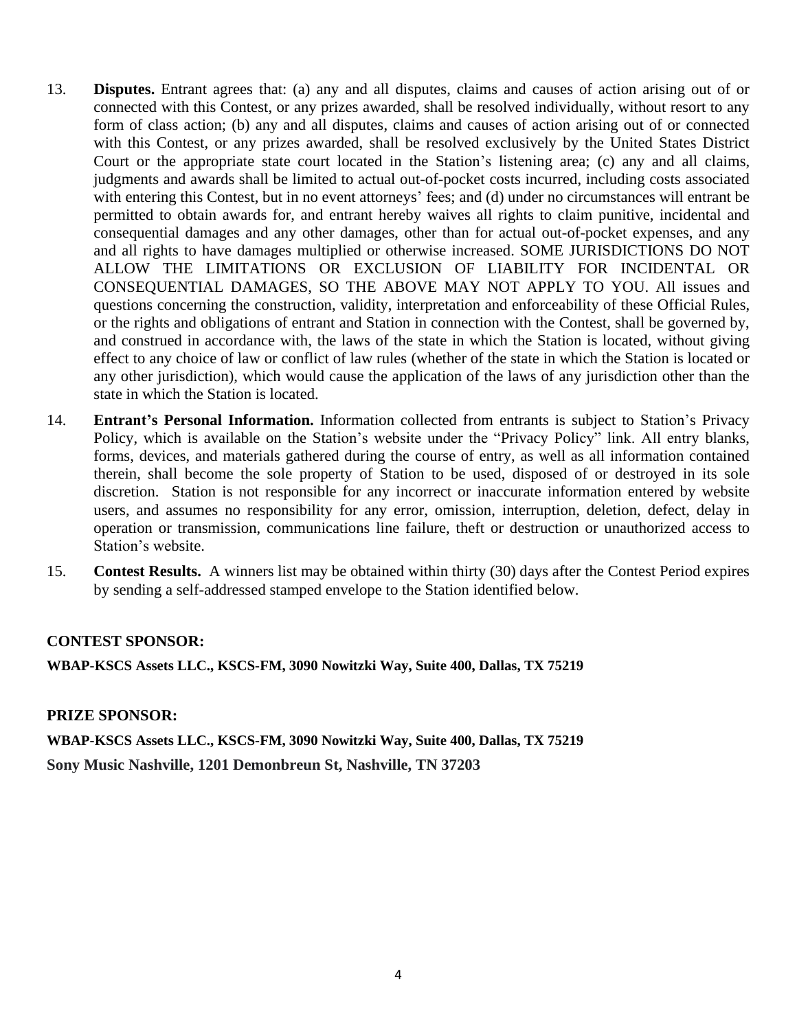13. **Disputes.** Entrant agrees that: (a) any and all disputes, claims and causes of action arising out of or connected with this Contest, or any prizes awarded, shall be resolved individually, without resort to any form of class action; (b) any and all disputes, claims and causes of action arising out of or connected with this Contest, or any prizes awarded, shall be resolved exclusively by the United States District Court or the appropriate state court located in the Station's listening area; (c) any and all claims, judgments and awards shall be limited to actual out-of-pocket costs incurred, including costs associated with entering this Contest, but in no event attorneys' fees; and (d) under no circumstances will entrant be permitted to obtain awards for, and entrant hereby waives all rights to claim punitive, incidental and consequential damages and any other damages, other than for actual out-of-pocket expenses, and any and all rights to have damages multiplied or otherwise increased. SOME JURISDICTIONS DO NOT ALLOW THE LIMITATIONS OR EXCLUSION OF LIABILITY FOR INCIDENTAL OR CONSEQUENTIAL DAMAGES, SO THE ABOVE MAY NOT APPLY TO YOU. All issues and questions concerning the construction, validity, interpretation and enforceability of these Official Rules, or the rights and obligations of entrant and Station in connection with the Contest, shall be governed by, and construed in accordance with, the laws of the state in which the Station is located, without giving effect to any choice of law or conflict of law rules (whether of the state in which the Station is located or any other jurisdiction), which would cause the application of the laws of any jurisdiction other than the state in which the Station is located.

14. **Entrant's Personal Information.** Information collected from entrants is subject to Station's Privacy Policy, which is available on the Station's website under the "Privacy Policy" link. All entry blanks, forms, devices, and materials gathered during the course of entry, as well as all information contained therein, shall become the sole property of Station to be used, disposed of or destroyed in its sole discretion. Station is not responsible for any incorrect or inaccurate information entered by website users, and assumes no responsibility for any error, omission, interruption, deletion, defect, delay in operation or transmission, communications line failure, theft or destruction or unauthorized access to Station's website.

15. **Contest Results.** A winners list may be obtained within thirty (30) days after the Contest Period expires by sending a self-addressed stamped envelope to the Station identified below.

**CONTEST SPONSOR:**

**WBAP-KSCS Assets LLC., KSCS-FM, 3090 Nowitzki Way, Suite 400, Dallas, TX 75219**

**PRIZE SPONSOR:**

**WBAP-KSCS Assets LLC., KSCS-FM, 3090 Nowitzki Way, Suite 400, Dallas, TX 75219**

**Sony Music Nashville, 1201 Demonbreun St, Nashville, TN 37203**